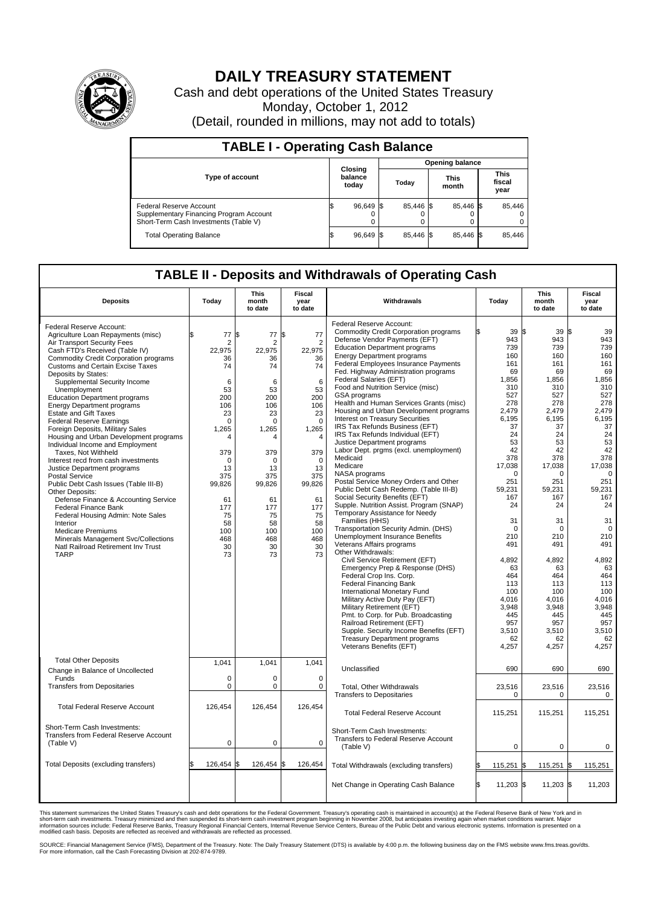# DAILY TREASURY STATEMENT

Cash and debt operations of the United States Treasury

Monday, October 1, 2012

(Detail, rounded in millions, may not add to totals)

## TABLE I - Operating Cash Balance

| Type of account | Closing balance today | Opening balance Today | Opening balance This month | Opening balance This fiscal year |
|---|---|---|---|---|
| Federal Reserve Account | $ 96,649 | $ 85,446 | $ 85,446 | $ 85,446 |
| Supplementary Financing Program Account | 0 | 0 | 0 | 0 |
| Short-Term Cash Investments (Table V) | 0 | 0 | 0 | 0 |
| Total Operating Balance | $ 96,649 | $ 85,446 | $ 85,446 | $ 85,446 |

## TABLE II - Deposits and Withdrawals of Operating Cash

| Deposits | Today | This month to date | Fiscal year to date |
|---|---|---|---|
| Federal Reserve Account: | | | |
| Agriculture Loan Repayments (misc) | $ 77 | $ 77 | $ 77 |
| Air Transport Security Fees | 2 | 2 | 2 |
| Cash FTD's Received (Table IV) | 22,975 | 22,975 | 22,975 |
| Commodity Credit Corporation programs | 36 | 36 | 36 |
| Customs and Certain Excise Taxes | 74 | 74 | 74 |
| Deposits by States: | | | |
| Supplemental Security Income | 6 | 6 | 6 |
| Unemployment | 53 | 53 | 53 |
| Education Department programs | 200 | 200 | 200 |
| Energy Department programs | 106 | 106 | 106 |
| Estate and Gift Taxes | 23 | 23 | 23 |
| Federal Reserve Earnings | 0 | 0 | 0 |
| Foreign Deposits, Military Sales | 1,265 | 1,265 | 1,265 |
| Housing and Urban Development programs | 4 | 4 | 4 |
| Individual Income and Employment Taxes, Not Withheld | 379 | 379 | 379 |
| Interest recd from cash investments | 0 | 0 | 0 |
| Justice Department programs | 13 | 13 | 13 |
| Postal Service | 375 | 375 | 375 |
| Public Debt Cash Issues (Table III-B) | 99,826 | 99,826 | 99,826 |
| Other Deposits: | | | |
| Defense Finance & Accounting Service | 61 | 61 | 61 |
| Federal Finance Bank | 177 | 177 | 177 |
| Federal Housing Admin: Note Sales | 75 | 75 | 75 |
| Interior | 58 | 58 | 58 |
| Medicare Premiums | 100 | 100 | 100 |
| Minerals Management Svc/Collections | 468 | 468 | 468 |
| Natl Railroad Retirement Inv Trust | 30 | 30 | 30 |
| TARP | 73 | 73 | 73 |
| Total Other Deposits | 1,041 | 1,041 | 1,041 |
| Change in Balance of Uncollected Funds | 0 | 0 | 0 |
| Transfers from Depositaries | 0 | 0 | 0 |
| Total Federal Reserve Account | 126,454 | 126,454 | 126,454 |
| Short-Term Cash Investments: Transfers from Federal Reserve Account (Table V) | 0 | 0 | 0 |
| Total Deposits (excluding transfers) | $ 126,454 | $ 126,454 | $ 126,454 |

| Withdrawals | Today | This month to date | Fiscal year to date |
|---|---|---|---|
| Federal Reserve Account: | | | |
| Commodity Credit Corporation programs | $ 39 | $ 39 | $ 39 |
| Defense Vendor Payments (EFT) | 943 | 943 | 943 |
| Education Department programs | 739 | 739 | 739 |
| Energy Department programs | 160 | 160 | 160 |
| Federal Employees Insurance Payments | 161 | 161 | 161 |
| Fed. Highway Administration programs | 69 | 69 | 69 |
| Federal Salaries (EFT) | 1,856 | 1,856 | 1,856 |
| Food and Nutrition Service (misc) | 310 | 310 | 310 |
| GSA programs | 527 | 527 | 527 |
| Health and Human Services Grants (misc) | 278 | 278 | 278 |
| Housing and Urban Development programs | 2,479 | 2,479 | 2,479 |
| Interest on Treasury Securities | 6,195 | 6,195 | 6,195 |
| IRS Tax Refunds Business (EFT) | 37 | 37 | 37 |
| IRS Tax Refunds Individual (EFT) | 24 | 24 | 24 |
| Justice Department programs | 53 | 53 | 53 |
| Labor Dept. prgms (excl. unemployment) | 42 | 42 | 42 |
| Medicaid | 378 | 378 | 378 |
| Medicare | 17,038 | 17,038 | 17,038 |
| NASA programs | 0 | 0 | 0 |
| Postal Service Money Orders and Other | 251 | 251 | 251 |
| Public Debt Cash Redemp. (Table III-B) | 59,231 | 59,231 | 59,231 |
| Social Security Benefits (EFT) | 167 | 167 | 167 |
| Supple. Nutrition Assist. Program (SNAP) | 24 | 24 | 24 |
| Temporary Assistance for Needy Families (HHS) | 31 | 31 | 31 |
| Transportation Security Admin. (DHS) | 0 | 0 | 0 |
| Unemployment Insurance Benefits | 210 | 210 | 210 |
| Veterans Affairs programs | 491 | 491 | 491 |
| Other Withdrawals: | | | |
| Civil Service Retirement (EFT) | 4,892 | 4,892 | 4,892 |
| Emergency Prep & Response (DHS) | 63 | 63 | 63 |
| Federal Crop Ins. Corp. | 464 | 464 | 464 |
| Federal Financing Bank | 113 | 113 | 113 |
| International Monetary Fund | 100 | 100 | 100 |
| Military Active Duty Pay (EFT) | 4,016 | 4,016 | 4,016 |
| Military Retirement (EFT) | 3,948 | 3,948 | 3,948 |
| Pmt. to Corp. for Pub. Broadcasting | 445 | 445 | 445 |
| Railroad Retirement (EFT) | 957 | 957 | 957 |
| Supple. Security Income Benefits (EFT) | 3,510 | 3,510 | 3,510 |
| Treasury Department programs | 62 | 62 | 62 |
| Veterans Benefits (EFT) | 4,257 | 4,257 | 4,257 |
| Unclassified | 690 | 690 | 690 |
| Total, Other Withdrawals | 23,516 | 23,516 | 23,516 |
| Transfers to Depositaries | 0 | 0 | 0 |
| Total Federal Reserve Account | 115,251 | 115,251 | 115,251 |
| Short-Term Cash Investments: Transfers to Federal Reserve Account (Table V) | 0 | 0 | 0 |
| Total Withdrawals (excluding transfers) | $ 115,251 | $ 115,251 | $ 115,251 |
| Net Change in Operating Cash Balance | $ 11,203 | $ 11,203 | $ 11,203 |

This statement summarizes the United States Treasury's cash and debt operations for the Federal Government. Treasury's operating cash is maintained in account(s) at the Federal Reserve Bank of New York and in short-term cash investments. Treasury minimized and then suspended its short-term cash investment program beginning in November 2008, but anticipates investing again when market conditions warrant. Major information sources include: Federal Reserve Banks, Treasury Regional Financial Centers, Internal Revenue Service Centers, Bureau of the Public Debt and various electronic systems. Information is presented on a modified cash basis. Deposits are reflected as received and withdrawals are reflected as processed.

SOURCE: Financial Management Service (FMS), Department of the Treasury. Note: The Daily Treasury Statement (DTS) is available by 4:00 p.m. the following business day on the FMS website www.fms.treas.gov/dts. For more information, call the Cash Forecasting Division at 202-874-9789.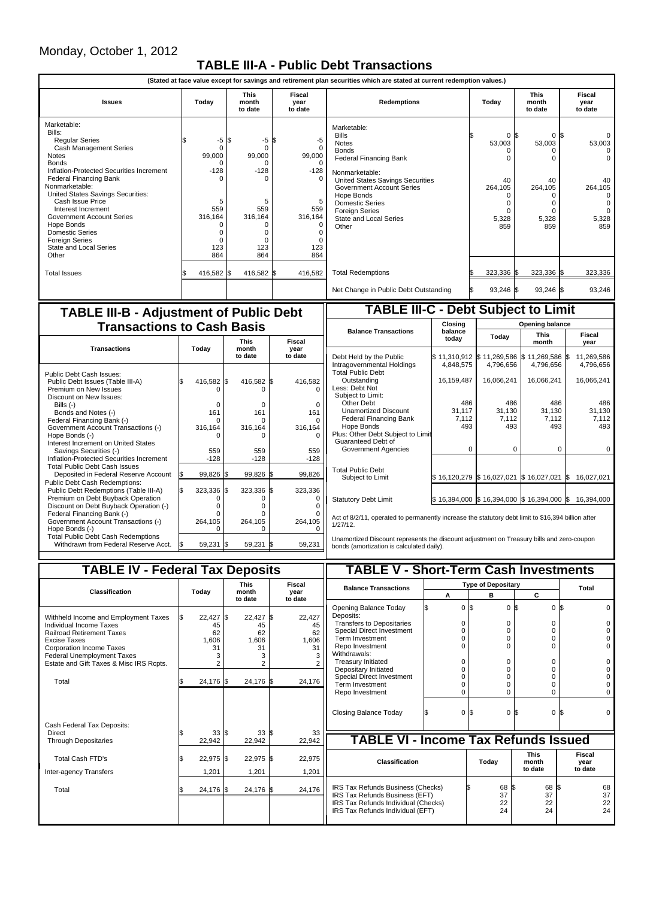Monday, October 1, 2012

# TABLE III-A - Public Debt Transactions

(Stated at face value except for savings and retirement plan securities which are stated at current redemption values.)

| Issues | Today | This month to date | Fiscal year to date |
|---|---|---|---|
| Marketable: | | | |
| Bills: | | | |
| Regular Series | $ -5 | $ -5 | $ -5 |
| Cash Management Series | 0 | 0 | 0 |
| Notes | 99,000 | 99,000 | 99,000 |
| Bonds | 0 | 0 | 0 |
| Inflation-Protected Securities Increment | -128 | -128 | -128 |
| Federal Financing Bank | 0 | 0 | 0 |
| Nonmarketable: | | | |
| United States Savings Securities: | | | |
| Cash Issue Price | 5 | 5 | 5 |
| Interest Increment | 559 | 559 | 559 |
| Government Account Series | 316,164 | 316,164 | 316,164 |
| Hope Bonds | 0 | 0 | 0 |
| Domestic Series | 0 | 0 | 0 |
| Foreign Series | 0 | 0 | 0 |
| State and Local Series | 123 | 123 | 123 |
| Other | 864 | 864 | 864 |
| Total Issues | $ 416,582 | $ 416,582 | $ 416,582 |

| Redemptions | Today | This month to date | Fiscal year to date |
|---|---|---|---|
| Marketable: | | | |
| Bills | $ 0 | $ 0 | $ 0 |
| Notes | 53,003 | 53,003 | 53,003 |
| Bonds | 0 | 0 | 0 |
| Federal Financing Bank | 0 | 0 | 0 |
| Nonmarketable: | | | |
| United States Savings Securities | 40 | 40 | 40 |
| Government Account Series | 264,105 | 264,105 | 264,105 |
| Hope Bonds | 0 | 0 | 0 |
| Domestic Series | 0 | 0 | 0 |
| Foreign Series | 0 | 0 | 0 |
| State and Local Series | 5,328 | 5,328 | 5,328 |
| Other | 859 | 859 | 859 |
| Total Redemptions | $ 323,336 | $ 323,336 | $ 323,336 |
| Net Change in Public Debt Outstanding | $ 93,246 | $ 93,246 | $ 93,246 |

# TABLE III-B - Adjustment of Public Debt Transactions to Cash Basis

| Transactions | Today | This month to date | Fiscal year to date |
|---|---|---|---|
| Public Debt Cash Issues: | | | |
| Public Debt Issues (Table III-A) | $ 416,582 | $ 416,582 | $ 416,582 |
| Premium on New Issues | 0 | 0 | 0 |
| Discount on New Issues: | | | |
| Bills (-) | 0 | 0 | 0 |
| Bonds and Notes (-) | 161 | 161 | 161 |
| Federal Financing Bank (-) | 0 | 0 | 0 |
| Government Account Transactions (-) | 316,164 | 316,164 | 316,164 |
| Hope Bonds (-) | 0 | 0 | 0 |
| Interest Increment on United States Savings Securities (-) | 559 | 559 | 559 |
| Inflation-Protected Securities Increment | -128 | -128 | -128 |
| Total Public Debt Cash Issues Deposited in Federal Reserve Account | $ 99,826 | $ 99,826 | $ 99,826 |
| Public Debt Cash Redemptions: | | | |
| Public Debt Redemptions (Table III-A) | $ 323,336 | $ 323,336 | $ 323,336 |
| Premium on Debt Buyback Operation | 0 | 0 | 0 |
| Discount on Debt Buyback Operation (-) | 0 | 0 | 0 |
| Federal Financing Bank (-) | 0 | 0 | 0 |
| Government Account Transactions (-) | 264,105 | 264,105 | 264,105 |
| Hope Bonds (-) | 0 | 0 | 0 |
| Total Public Debt Cash Redemptions Withdrawn from Federal Reserve Acct. | $ 59,231 | $ 59,231 | $ 59,231 |

# TABLE III-C - Debt Subject to Limit

| Balance Transactions | Closing balance today | Opening balance Today | Opening balance This month | Opening balance Fiscal year |
|---|---|---|---|---|
| Debt Held by the Public | $ 11,310,912 | $ 11,269,586 | $ 11,269,586 | $ 11,269,586 |
| Intragovernmental Holdings | 4,848,575 | 4,796,656 | 4,796,656 | 4,796,656 |
| Total Public Debt Outstanding | 16,159,487 | 16,066,241 | 16,066,241 | 16,066,241 |
| Less: Debt Not Subject to Limit: | | | | |
| Other Debt | 486 | 486 | 486 | 486 |
| Unamortized Discount | 31,117 | 31,130 | 31,130 | 31,130 |
| Federal Financing Bank | 7,112 | 7,112 | 7,112 | 7,112 |
| Hope Bonds | 493 | 493 | 493 | 493 |
| Plus: Other Debt Subject to Limit | | | | |
| Guaranteed Debt of Government Agencies | 0 | 0 | 0 | 0 |
| Total Public Debt Subject to Limit | $ 16,120,279 | $ 16,027,021 | $ 16,027,021 | $ 16,027,021 |
| Statutory Debt Limit | $ 16,394,000 | $ 16,394,000 | $ 16,394,000 | $ 16,394,000 |

Act of 8/2/11, operated to permanently increase the statutory debt limit to $16,394 billion after 1/27/12.

Unamortized Discount represents the discount adjustment on Treasury bills and zero-coupon bonds (amortization is calculated daily).

# TABLE IV - Federal Tax Deposits

| Classification | Today | This month to date | Fiscal year to date |
|---|---|---|---|
| Withheld Income and Employment Taxes | $ 22,427 | $ 22,427 | $ 22,427 |
| Individual Income Taxes | 45 | 45 | 45 |
| Railroad Retirement Taxes | 62 | 62 | 62 |
| Excise Taxes | 1,606 | 1,606 | 1,606 |
| Corporation Income Taxes | 31 | 31 | 31 |
| Federal Unemployment Taxes | 3 | 3 | 3 |
| Estate and Gift Taxes & Misc IRS Rcpts. | 2 | 2 | 2 |
| Total | $ 24,176 | $ 24,176 | $ 24,176 |
| Cash Federal Tax Deposits: | | | |
| Direct | $ 33 | $ 33 | $ 33 |
| Through Depositaries | 22,942 | 22,942 | 22,942 |
| Total Cash FTD's | $ 22,975 | $ 22,975 | $ 22,975 |
| Inter-agency Transfers | 1,201 | 1,201 | 1,201 |
| Total | $ 24,176 | $ 24,176 | $ 24,176 |

# TABLE V - Short-Term Cash Investments

| Balance Transactions | Type of Depositary A | Type of Depositary B | Type of Depositary C | Total |
|---|---|---|---|---|
| Opening Balance Today | $ 0 | $ 0 | $ 0 | $ 0 |
| Deposits: | | | | |
| Transfers to Depositaries | 0 | 0 | 0 | 0 |
| Special Direct Investment | 0 | 0 | 0 | 0 |
| Term Investment | 0 | 0 | 0 | 0 |
| Repo Investment | 0 | 0 | 0 | 0 |
| Withdrawals: | | | | |
| Treasury Initiated | 0 | 0 | 0 | 0 |
| Depositary Initiated | 0 | 0 | 0 | 0 |
| Special Direct Investment | 0 | 0 | 0 | 0 |
| Term Investment | 0 | 0 | 0 | 0 |
| Repo Investment | 0 | 0 | 0 | 0 |
| Closing Balance Today | $ 0 | $ 0 | $ 0 | $ 0 |

# TABLE VI - Income Tax Refunds Issued

| Classification | Today | This month to date | Fiscal year to date |
|---|---|---|---|
| IRS Tax Refunds Business (Checks) | $ 68 | $ 68 | $ 68 |
| IRS Tax Refunds Business (EFT) | 37 | 37 | 37 |
| IRS Tax Refunds Individual (Checks) | 22 | 22 | 22 |
| IRS Tax Refunds Individual (EFT) | 24 | 24 | 24 |